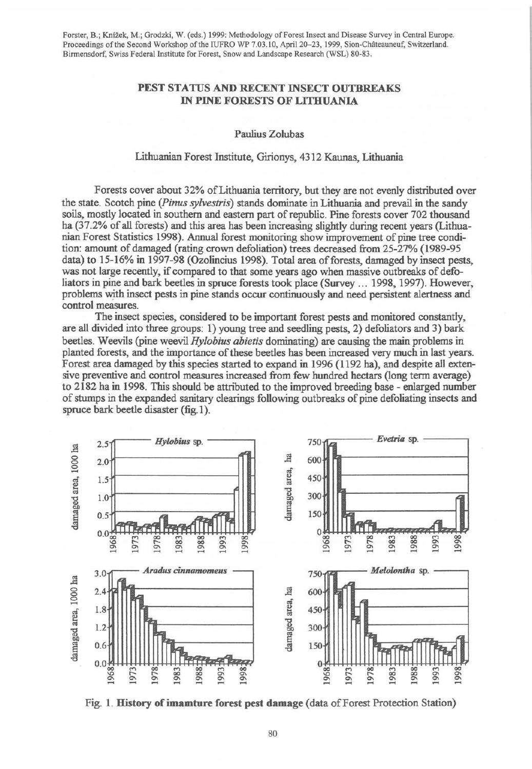Forster, B.; Knížek, M.; Grodzki, W. (eds.) 1999: Methodology of Forest Insect and Disease Survey in Central Europe. Proceedings of the Second Workshop of the IUFRO WP 7.03.10, April 20–23, 1999, Sion-Châteauneuf, Switzerland. Birmensdorf, Swiss Federal Institute for Forest, Snow and Landscape Research (WSL) 80-83.

# PEST STATUS AND RECENT INSECT OUTBREAKS IN PINE FORESTS OF LITHUANIA

Paulius Zolubas

Lithuanian Forest Institute, Girionys, 4312 Kaunas, Lithuania

Forests cover about 32% of Lithuania territory, but they are not evenly distributed over the state. Scotch pine (*Pinus sylvestris*) stands dominate in Lithuania and prevail in the sandy soils, mostly located in southern and eastern part of republic. Pine forests cover 702 thousand ha (37.2% of all forests) and this area has been increasing slightly during recent years (Lithuanian Forest Statistics 1998). Annual forest monitoring show improvement of pine tree condition: amount of damaged (rating crown defoliation) trees decreased from 25-27% (1989-95 data) to 15-16% in 1997-98 (Ozolincius 1998). Total area of forests, damaged by insect pests, was not large recently, if compared to that some years ago when massive outbreaks of defoliators in pine and bark beetles in spruce forests took place (Survey ... 1998, 1997). However, problems with insect pests in pine stands occur continuously and need persistent alertness and control measures.

The insect species, considered to be important forest pests and monitored constantly, are all divided into three groups: 1) young tree and seedling pests, 2) defoliators and 3) bark beetles. Weevils (pine weevil *Hylobius abietis* dominating) are causing the main problems in planted forests, and the importance of these beetles has been increased very much in last years. Forest area damaged by this species started to expand in 1996 (1192 ha), and despite all extensive preventive and control measures increased from few hundred hectars (long term average) to 2182 ha in 1998. This should be attributed to the improved breeding base - enlarged number of stumps in the expanded sanitary clearings following outbreaks of pine defoliating insects and spruce bark beetle disaster (fig. 1).

Fig. 1. **History of imamture forest pest damage** (data of Forest Protection Station)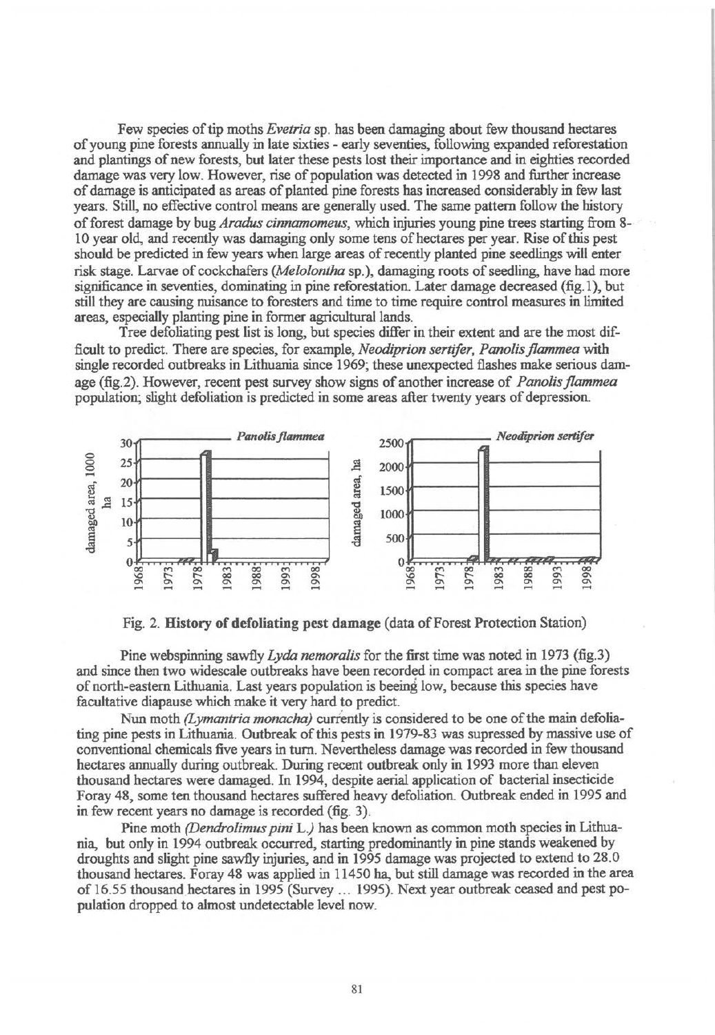Few species of tip moths *Evetria* sp. has been damaging about few thousand hectares of young pine forests annually in late sixties - early seventies, following expanded reforestation and plantings of new forests, but later these pests lost their importance and in eighties recorded damage was very low. However, rise of population was detected in 1998 and further increase of damage is anticipated as areas of planted pine forests has increased considerably in few last years. Still, no effective control means are generally used. The same pattern follow the history of forest damage by bug *Aradus cinnamomeus*, which injuries young pine trees starting from 8-10 year old, and recently was damaging only some tens of hectares per year. Rise of this pest should be predicted in few years when large areas of recently planted pine seedlings will enter risk stage. Larvae of cockchafers (*Melolontha* sp.), damaging roots of seedling, have had more significance in seventies, dominating in pine reforestation. Later damage decreased (fig.1), but still they are causing nuisance to foresters and time to time require control measures in limited areas, especially planting pine in former agricultural lands.

Tree defoliating pest list is long, but species differ in their extent and are the most difficult to predict. There are species, for example, *Neodiprion sertifer*, *Panolis flammea* with single recorded outbreaks in Lithuania since 1969; these unexpected flashes make serious damage (fig.2). However, recent pest survey show signs of another increase of *Panolis flammea* population; slight defoliation is predicted in some areas after twenty years of depression.

Fig. 2. **History of defoliating pest damage** (data of Forest Protection Station)

Pine webspinning sawfly *Lyda nemoralis* for the first time was noted in 1973 (fig.3) and since then two widescale outbreaks have been recorded in compact area in the pine forests of north-eastern Lithuania. Last years population is beeing low, because this species have facultative diapause which make it very hard to predict.

Nun moth (*Lymantria monacha*) currently is considered to be one of the main defoliating pine pests in Lithuania. Outbreak of this pests in 1979-83 was supressed by massive use of conventional chemicals five years in turn. Nevertheless damage was recorded in few thousand hectares annually during outbreak. During recent outbreak only in 1993 more than eleven thousand hectares were damaged. In 1994, despite aerial application of bacterial insecticide Foray 48, some ten thousand hectares suffered heavy defoliation. Outbreak ended in 1995 and in few recent years no damage is recorded (fig. 3).

Pine moth (*Dendrolimus pini* L.) has been known as common moth species in Lithuania, but only in 1994 outbreak occurred, starting predominantly in pine stands weakened by droughts and slight pine sawfly injuries, and in 1995 damage was projected to extend to 28.0 thousand hectares. Foray 48 was applied in 11450 ha, but still damage was recorded in the area of 16.55 thousand hectares in 1995 (Survey ... 1995). Next year outbreak ceased and pest population dropped to almost undetectable level now.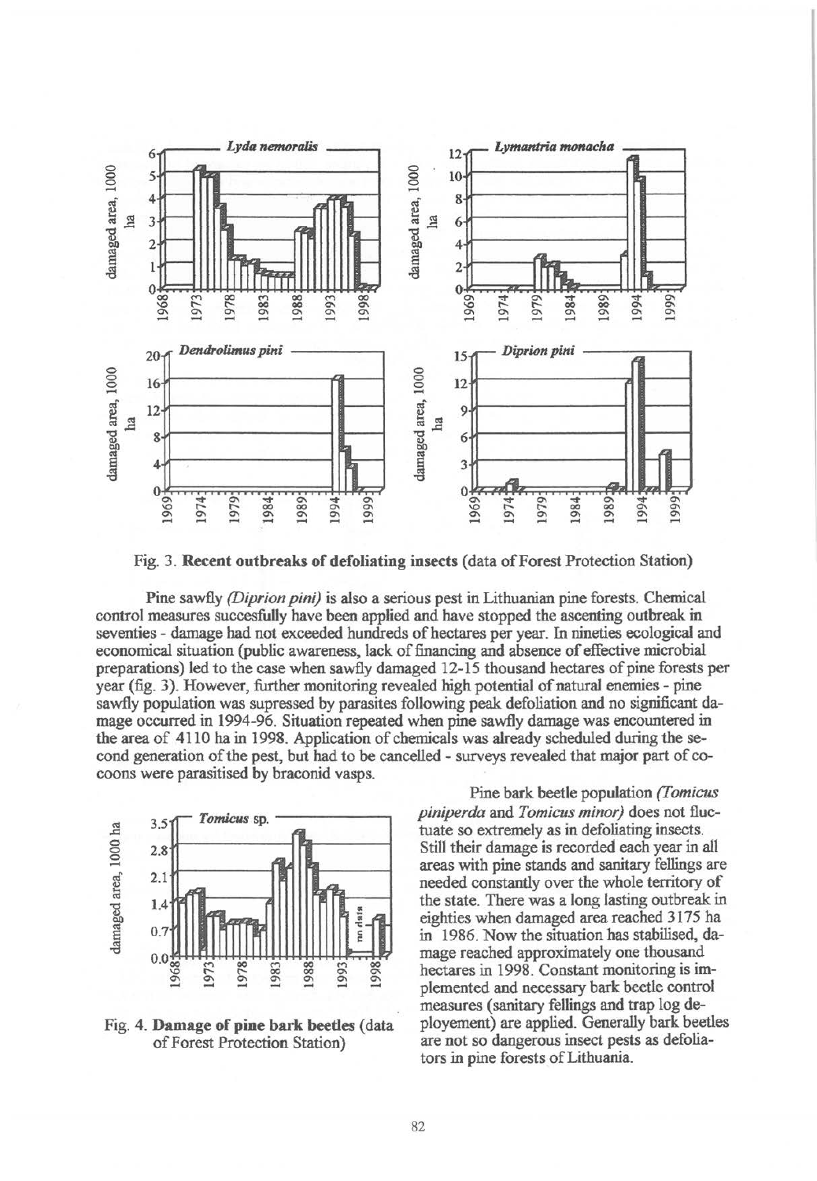Fig. 3. **Recent outbreaks of defoliating insects** (data of Forest Protection Station)

Pine sawfly *(Diprion pini)* is also a serious pest in Lithuanian pine forests. Chemical control measures succesfully have been applied and have stopped the ascenting outbreak in seventies - damage had not exceeded hundreds of hectares per year. In nineties ecological and economical situation (public awareness, lack of financing and absence of effective microbial preparations) led to the case when sawfly damaged 12-15 thousand hectares of pine forests per year (fig. 3). However, further monitoring revealed high potential of natural enemies - pine sawfly population was supressed by parasites following peak defoliation and no significant damage occurred in 1994-96. Situation repeated when pine sawfly damage was encountered in the area of 4110 ha in 1998. Application of chemicals was already scheduled during the second generation of the pest, but had to be cancelled - surveys revealed that major part of cocoons were parasitised by braconid vasps.

Pine bark beetle population *(Tomicus piniperda* and *Tomicus minor)* does not fluctuate so extremely as in defoliating insects. Still their damage is recorded each year in all areas with pine stands and sanitary fellings are needed constantly over the whole territory of the state. There was a long lasting outbreak in eighties when damaged area reached 3175 ha in 1986. Now the situation has stabilised, damage reached approximately one thousand hectares in 1998. Constant monitoring is implemented and necessary bark beetle control measures (sanitary fellings and trap log deployement) are applied. Generally bark beetles are not so dangerous insect pests as defoliators in pine forests of Lithuania.

Fig. 4. **Damage of pine bark beetles** (data of Forest Protection Station)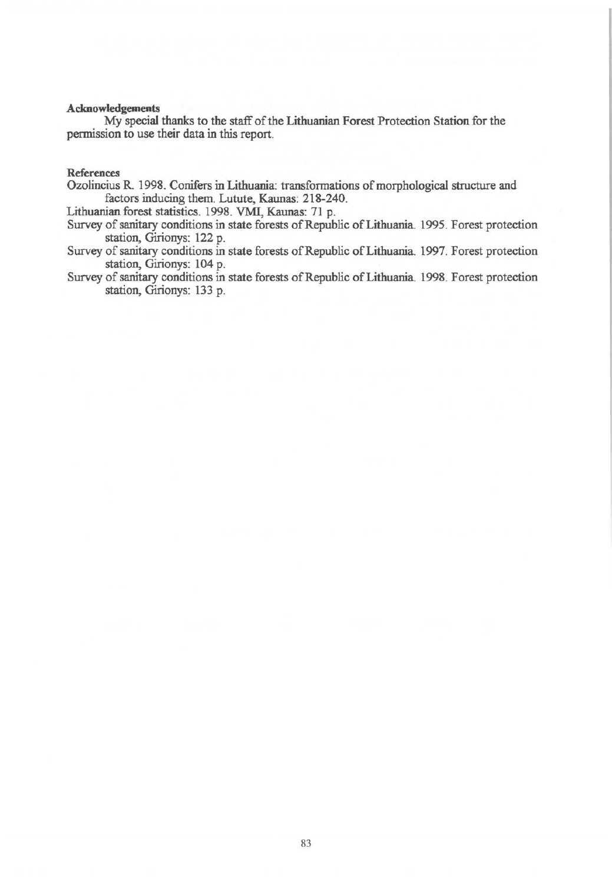**Acknowledgements**

My special thanks to the staff of the Lithuanian Forest Protection Station for the permission to use their data in this report.

**References**

Ozolincius R. 1998. Conifers in Lithuania: transformations of morphological structure and factors inducing them. Lutute, Kaunas: 218-240.

Lithuanian forest statistics. 1998. VMI, Kaunas: 71 p.

Survey of sanitary conditions in state forests of Republic of Lithuania. 1995. Forest protection station, Girionys: 122 p.

Survey of sanitary conditions in state forests of Republic of Lithuania. 1997. Forest protection station, Girionys: 104 p.

Survey of sanitary conditions in state forests of Republic of Lithuania. 1998. Forest protection station, Girionys: 133 p.